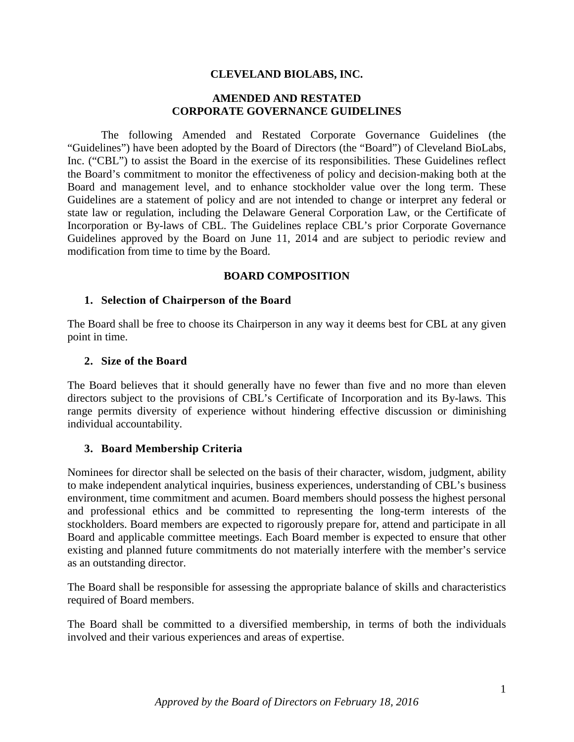# CLEVELAND BIOLABS, INC.

## AMENDED AND RESTATED CORPORATE GOVERNANCE GUIDELINES

The following Amended and Restated Corporate Governance Guidelines (the "Guidelines") have been adopted by the Board of Directors (the "Board") of Cleveland BioLabs, Inc. ("CBL") to assist the Board in the exercise of its responsibilities. These Guidelines reflect the Board's commitment to monitor the effectiveness of policy and decision-making both at the Board and management level, and to enhance stockholder value over the long term. These Guidelines are a statement of policy and are not intended to change or interpret any federal or state law or regulation, including the Delaware General Corporation Law, or the Certificate of Incorporation or By-laws of CBL. The Guidelines replace CBL's prior Corporate Governance Guidelines approved by the Board on June 11, 2014 and are subject to periodic review and modification from time to time by the Board.

## BOARD COMPOSITION

### 1. Selection of Chairperson of the Board

The Board shall be free to choose its Chairperson in any way it deems best for CBL at any given point in time.

### 2. Size of the Board

The Board believes that it should generally have no fewer than five and no more than eleven directors subject to the provisions of CBL's Certificate of Incorporation and its By-laws. This range permits diversity of experience without hindering effective discussion or diminishing individual accountability.

### 3. Board Membership Criteria

Nominees for director shall be selected on the basis of their character, wisdom, judgment, ability to make independent analytical inquiries, business experiences, understanding of CBL's business environment, time commitment and acumen. Board members should possess the highest personal and professional ethics and be committed to representing the long-term interests of the stockholders. Board members are expected to rigorously prepare for, attend and participate in all Board and applicable committee meetings. Each Board member is expected to ensure that other existing and planned future commitments do not materially interfere with the member's service as an outstanding director.

The Board shall be responsible for assessing the appropriate balance of skills and characteristics required of Board members.

The Board shall be committed to a diversified membership, in terms of both the individuals involved and their various experiences and areas of expertise.

*Approved by the Board of Directors on February 18, 2016*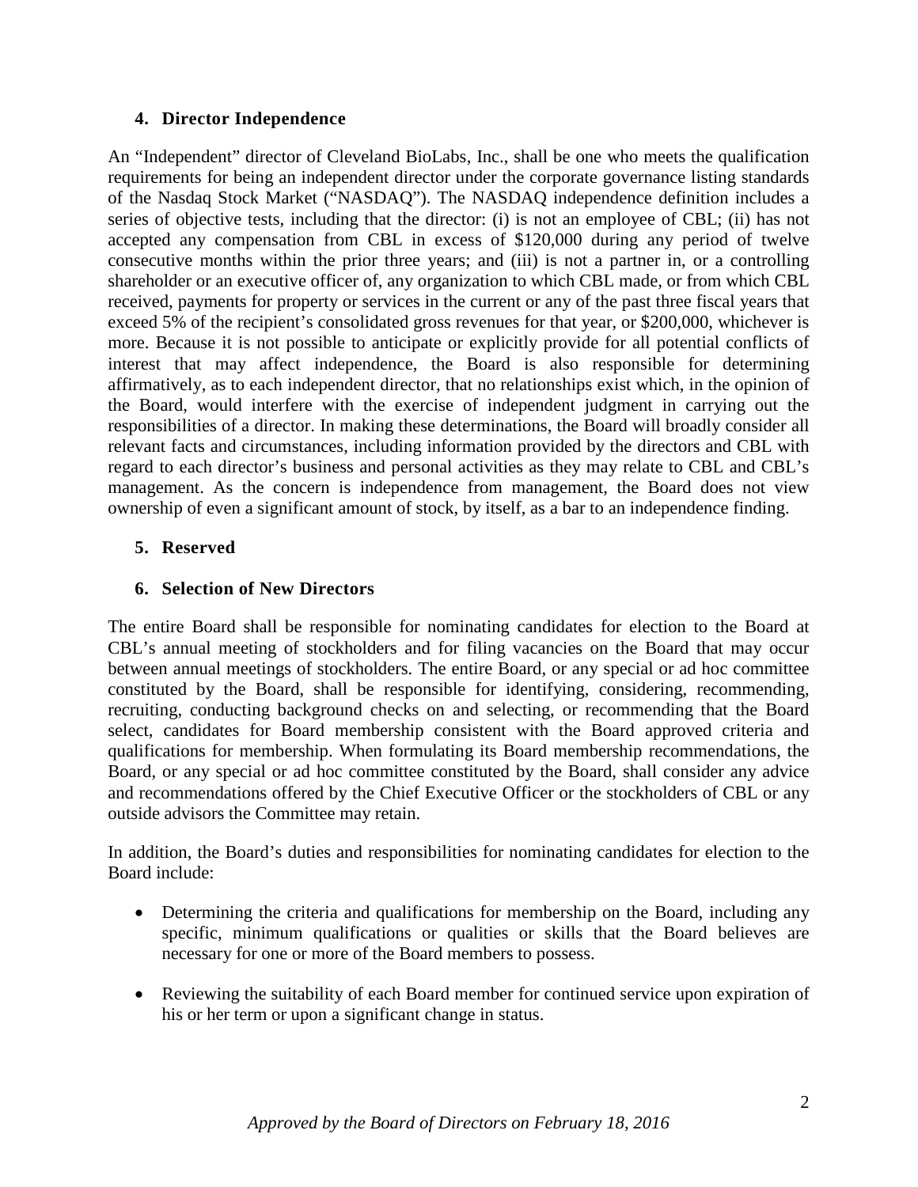## 4. Director Independence

An "Independent" director of Cleveland BioLabs, Inc., shall be one who meets the qualification requirements for being an independent director under the corporate governance listing standards of the Nasdaq Stock Market ("NASDAQ"). The NASDAQ independence definition includes a series of objective tests, including that the director: (i) is not an employee of CBL; (ii) has not accepted any compensation from CBL in excess of $120,000 during any period of twelve consecutive months within the prior three years; and (iii) is not a partner in, or a controlling shareholder or an executive officer of, any organization to which CBL made, or from which CBL received, payments for property or services in the current or any of the past three fiscal years that exceed 5% of the recipient's consolidated gross revenues for that year, or $200,000, whichever is more. Because it is not possible to anticipate or explicitly provide for all potential conflicts of interest that may affect independence, the Board is also responsible for determining affirmatively, as to each independent director, that no relationships exist which, in the opinion of the Board, would interfere with the exercise of independent judgment in carrying out the responsibilities of a director. In making these determinations, the Board will broadly consider all relevant facts and circumstances, including information provided by the directors and CBL with regard to each director's business and personal activities as they may relate to CBL and CBL's management. As the concern is independence from management, the Board does not view ownership of even a significant amount of stock, by itself, as a bar to an independence finding.

## 5. Reserved

## 6. Selection of New Directors

The entire Board shall be responsible for nominating candidates for election to the Board at CBL's annual meeting of stockholders and for filing vacancies on the Board that may occur between annual meetings of stockholders. The entire Board, or any special or ad hoc committee constituted by the Board, shall be responsible for identifying, considering, recommending, recruiting, conducting background checks on and selecting, or recommending that the Board select, candidates for Board membership consistent with the Board approved criteria and qualifications for membership. When formulating its Board membership recommendations, the Board, or any special or ad hoc committee constituted by the Board, shall consider any advice and recommendations offered by the Chief Executive Officer or the stockholders of CBL or any outside advisors the Committee may retain.

In addition, the Board's duties and responsibilities for nominating candidates for election to the Board include:

- Determining the criteria and qualifications for membership on the Board, including any specific, minimum qualifications or qualities or skills that the Board believes are necessary for one or more of the Board members to possess.

- Reviewing the suitability of each Board member for continued service upon expiration of his or her term or upon a significant change in status.

*Approved by the Board of Directors on February 18, 2016*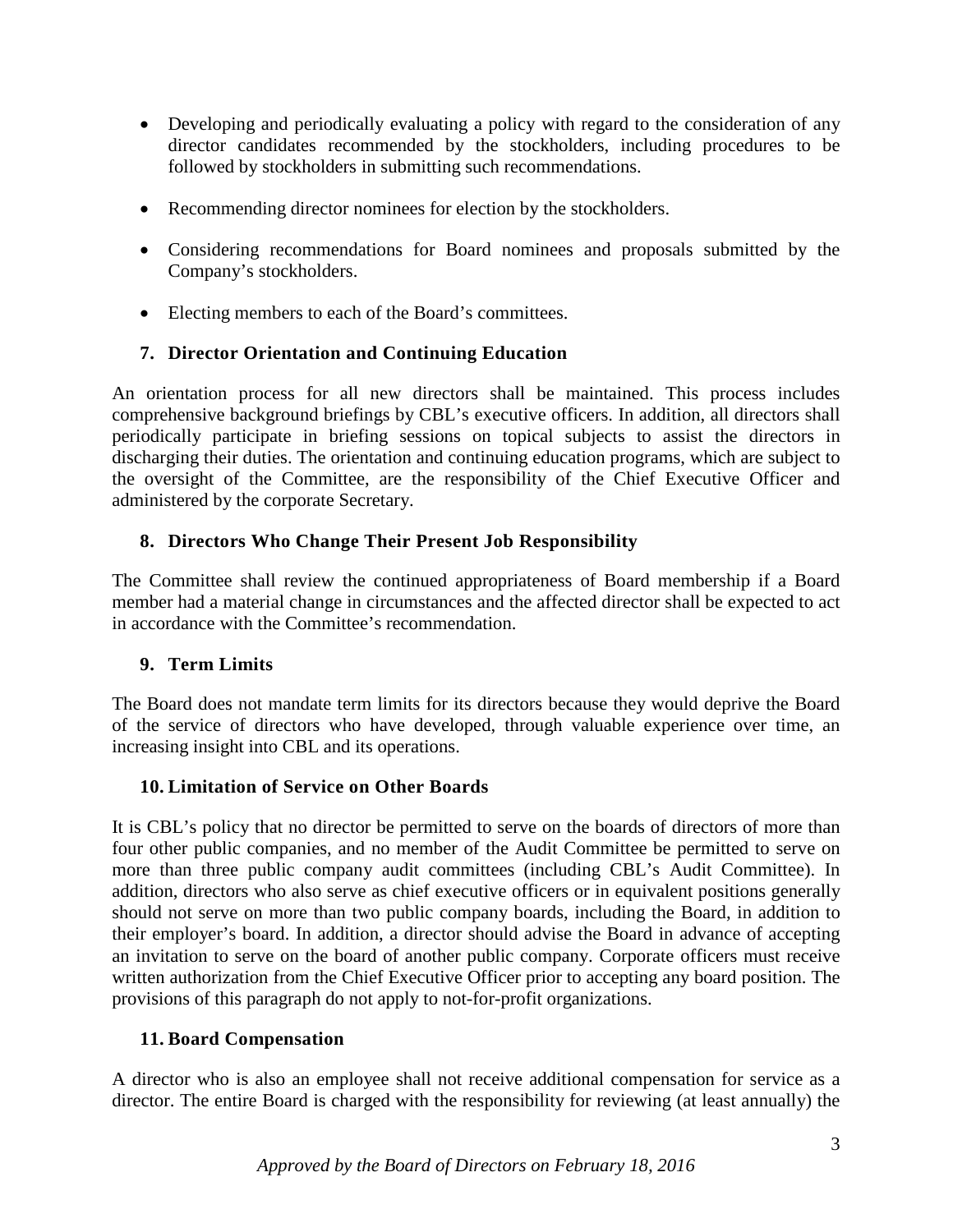- Developing and periodically evaluating a policy with regard to the consideration of any director candidates recommended by the stockholders, including procedures to be followed by stockholders in submitting such recommendations.
- Recommending director nominees for election by the stockholders.
- Considering recommendations for Board nominees and proposals submitted by the Company's stockholders.
- Electing members to each of the Board's committees.

### 7. Director Orientation and Continuing Education

An orientation process for all new directors shall be maintained. This process includes comprehensive background briefings by CBL's executive officers. In addition, all directors shall periodically participate in briefing sessions on topical subjects to assist the directors in discharging their duties. The orientation and continuing education programs, which are subject to the oversight of the Committee, are the responsibility of the Chief Executive Officer and administered by the corporate Secretary.

### 8. Directors Who Change Their Present Job Responsibility

The Committee shall review the continued appropriateness of Board membership if a Board member had a material change in circumstances and the affected director shall be expected to act in accordance with the Committee's recommendation.

### 9. Term Limits

The Board does not mandate term limits for its directors because they would deprive the Board of the service of directors who have developed, through valuable experience over time, an increasing insight into CBL and its operations.

### 10. Limitation of Service on Other Boards

It is CBL's policy that no director be permitted to serve on the boards of directors of more than four other public companies, and no member of the Audit Committee be permitted to serve on more than three public company audit committees (including CBL's Audit Committee). In addition, directors who also serve as chief executive officers or in equivalent positions generally should not serve on more than two public company boards, including the Board, in addition to their employer's board. In addition, a director should advise the Board in advance of accepting an invitation to serve on the board of another public company. Corporate officers must receive written authorization from the Chief Executive Officer prior to accepting any board position. The provisions of this paragraph do not apply to not-for-profit organizations.

### 11. Board Compensation

A director who is also an employee shall not receive additional compensation for service as a director. The entire Board is charged with the responsibility for reviewing (at least annually) the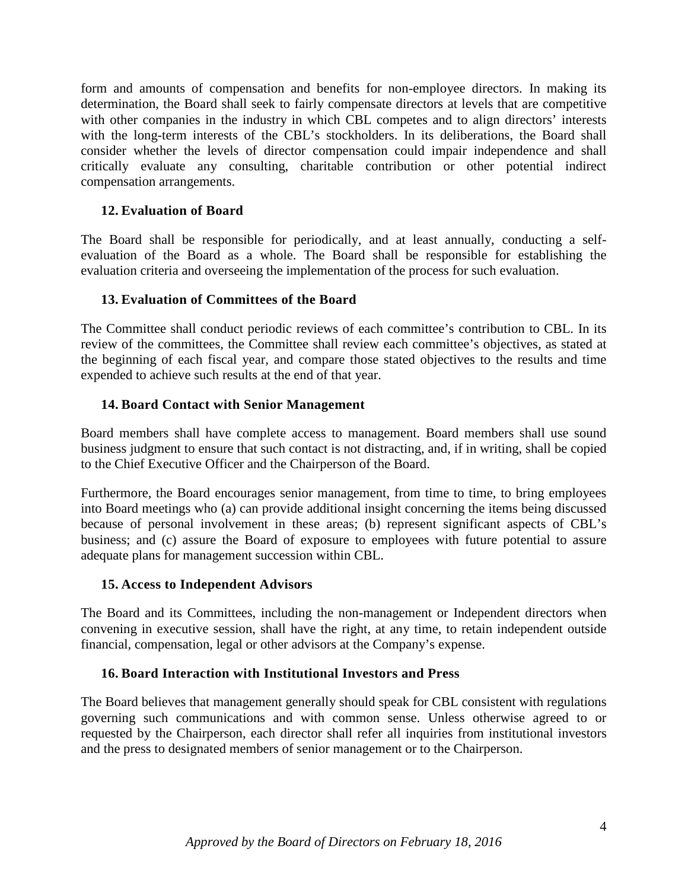form and amounts of compensation and benefits for non-employee directors. In making its determination, the Board shall seek to fairly compensate directors at levels that are competitive with other companies in the industry in which CBL competes and to align directors' interests with the long-term interests of the CBL's stockholders. In its deliberations, the Board shall consider whether the levels of director compensation could impair independence and shall critically evaluate any consulting, charitable contribution or other potential indirect compensation arrangements.

### 12. Evaluation of Board

The Board shall be responsible for periodically, and at least annually, conducting a self-evaluation of the Board as a whole. The Board shall be responsible for establishing the evaluation criteria and overseeing the implementation of the process for such evaluation.

### 13. Evaluation of Committees of the Board

The Committee shall conduct periodic reviews of each committee's contribution to CBL. In its review of the committees, the Committee shall review each committee's objectives, as stated at the beginning of each fiscal year, and compare those stated objectives to the results and time expended to achieve such results at the end of that year.

### 14. Board Contact with Senior Management

Board members shall have complete access to management. Board members shall use sound business judgment to ensure that such contact is not distracting, and, if in writing, shall be copied to the Chief Executive Officer and the Chairperson of the Board.

Furthermore, the Board encourages senior management, from time to time, to bring employees into Board meetings who (a) can provide additional insight concerning the items being discussed because of personal involvement in these areas; (b) represent significant aspects of CBL's business; and (c) assure the Board of exposure to employees with future potential to assure adequate plans for management succession within CBL.

### 15. Access to Independent Advisors

The Board and its Committees, including the non-management or Independent directors when convening in executive session, shall have the right, at any time, to retain independent outside financial, compensation, legal or other advisors at the Company's expense.

### 16. Board Interaction with Institutional Investors and Press

The Board believes that management generally should speak for CBL consistent with regulations governing such communications and with common sense. Unless otherwise agreed to or requested by the Chairperson, each director shall refer all inquiries from institutional investors and the press to designated members of senior management or to the Chairperson.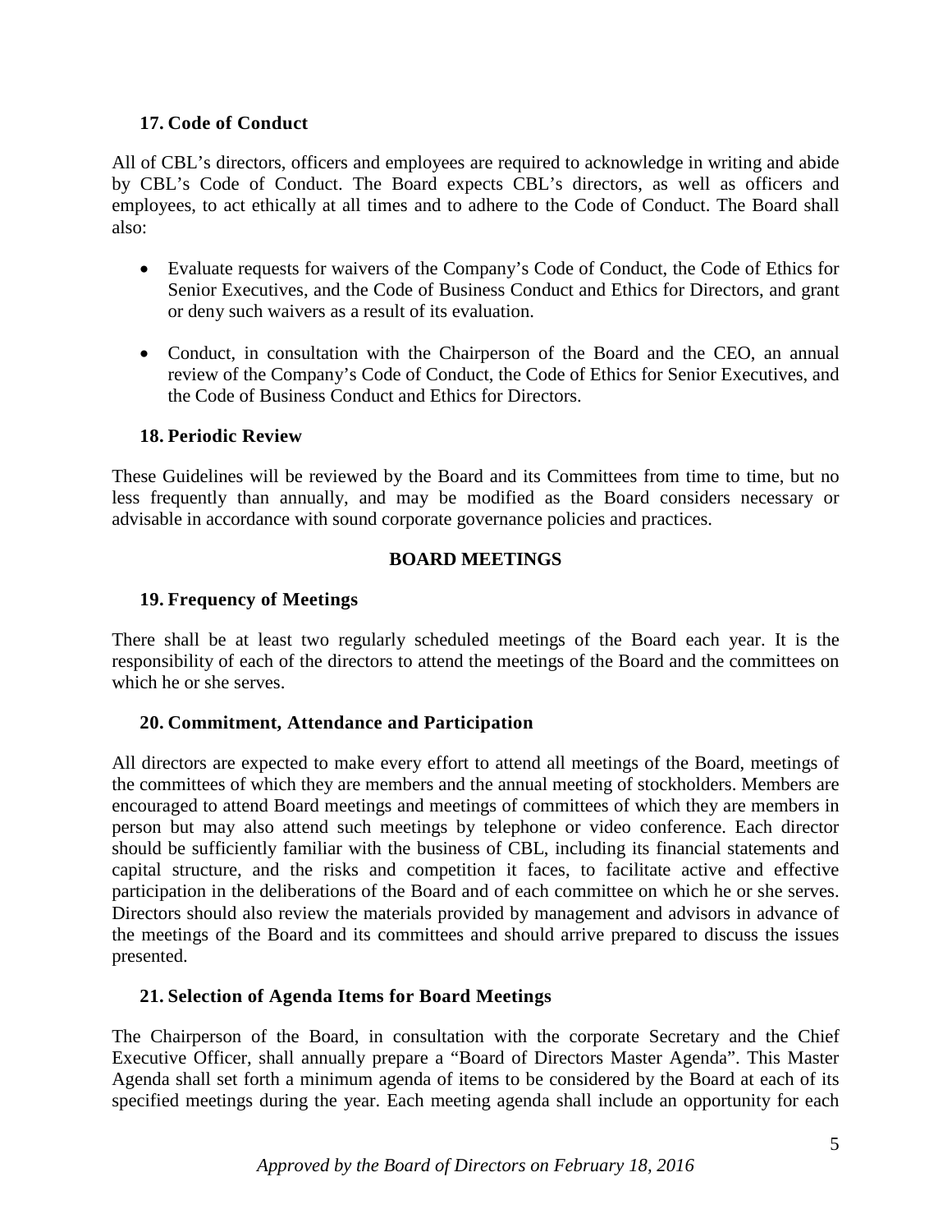### 17. Code of Conduct

All of CBL's directors, officers and employees are required to acknowledge in writing and abide by CBL's Code of Conduct. The Board expects CBL's directors, as well as officers and employees, to act ethically at all times and to adhere to the Code of Conduct. The Board shall also:

- Evaluate requests for waivers of the Company's Code of Conduct, the Code of Ethics for Senior Executives, and the Code of Business Conduct and Ethics for Directors, and grant or deny such waivers as a result of its evaluation.
- Conduct, in consultation with the Chairperson of the Board and the CEO, an annual review of the Company's Code of Conduct, the Code of Ethics for Senior Executives, and the Code of Business Conduct and Ethics for Directors.

### 18. Periodic Review

These Guidelines will be reviewed by the Board and its Committees from time to time, but no less frequently than annually, and may be modified as the Board considers necessary or advisable in accordance with sound corporate governance policies and practices.

## BOARD MEETINGS

### 19. Frequency of Meetings

There shall be at least two regularly scheduled meetings of the Board each year. It is the responsibility of each of the directors to attend the meetings of the Board and the committees on which he or she serves.

### 20. Commitment, Attendance and Participation

All directors are expected to make every effort to attend all meetings of the Board, meetings of the committees of which they are members and the annual meeting of stockholders. Members are encouraged to attend Board meetings and meetings of committees of which they are members in person but may also attend such meetings by telephone or video conference. Each director should be sufficiently familiar with the business of CBL, including its financial statements and capital structure, and the risks and competition it faces, to facilitate active and effective participation in the deliberations of the Board and of each committee on which he or she serves. Directors should also review the materials provided by management and advisors in advance of the meetings of the Board and its committees and should arrive prepared to discuss the issues presented.

### 21. Selection of Agenda Items for Board Meetings

The Chairperson of the Board, in consultation with the corporate Secretary and the Chief Executive Officer, shall annually prepare a "Board of Directors Master Agenda". This Master Agenda shall set forth a minimum agenda of items to be considered by the Board at each of its specified meetings during the year. Each meeting agenda shall include an opportunity for each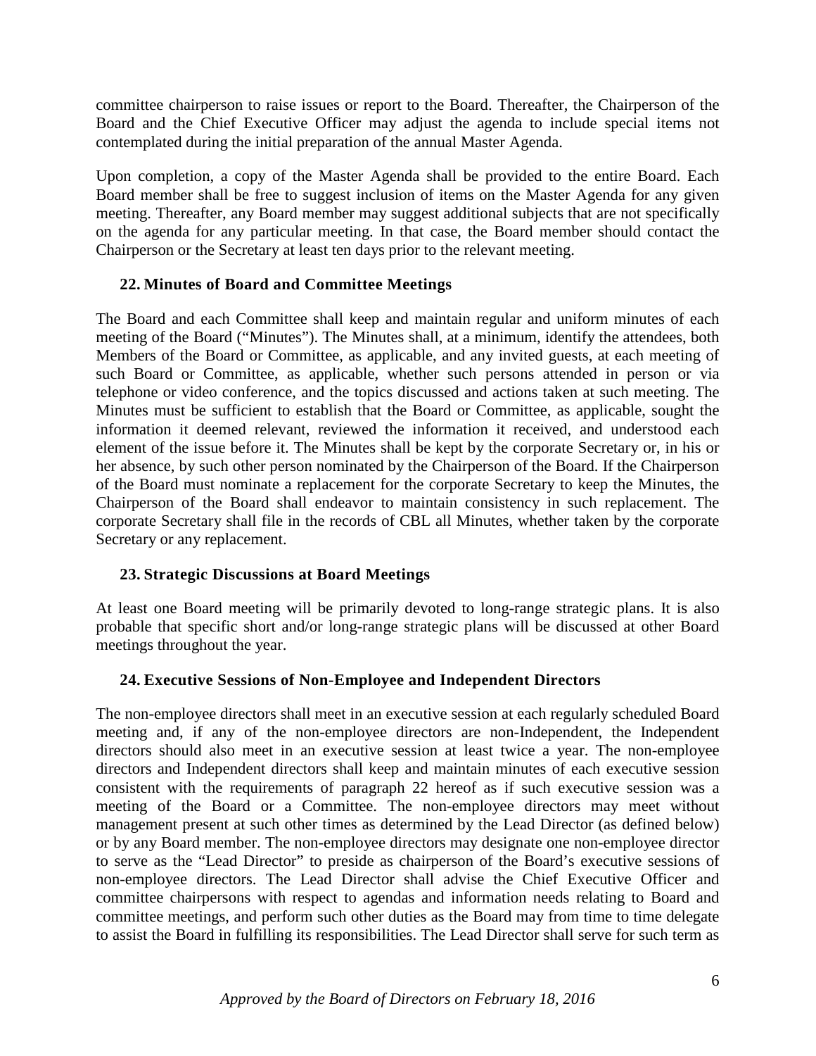committee chairperson to raise issues or report to the Board. Thereafter, the Chairperson of the Board and the Chief Executive Officer may adjust the agenda to include special items not contemplated during the initial preparation of the annual Master Agenda.

Upon completion, a copy of the Master Agenda shall be provided to the entire Board. Each Board member shall be free to suggest inclusion of items on the Master Agenda for any given meeting. Thereafter, any Board member may suggest additional subjects that are not specifically on the agenda for any particular meeting. In that case, the Board member should contact the Chairperson or the Secretary at least ten days prior to the relevant meeting.

### 22. Minutes of Board and Committee Meetings

The Board and each Committee shall keep and maintain regular and uniform minutes of each meeting of the Board ("Minutes"). The Minutes shall, at a minimum, identify the attendees, both Members of the Board or Committee, as applicable, and any invited guests, at each meeting of such Board or Committee, as applicable, whether such persons attended in person or via telephone or video conference, and the topics discussed and actions taken at such meeting. The Minutes must be sufficient to establish that the Board or Committee, as applicable, sought the information it deemed relevant, reviewed the information it received, and understood each element of the issue before it. The Minutes shall be kept by the corporate Secretary or, in his or her absence, by such other person nominated by the Chairperson of the Board. If the Chairperson of the Board must nominate a replacement for the corporate Secretary to keep the Minutes, the Chairperson of the Board shall endeavor to maintain consistency in such replacement. The corporate Secretary shall file in the records of CBL all Minutes, whether taken by the corporate Secretary or any replacement.

### 23. Strategic Discussions at Board Meetings

At least one Board meeting will be primarily devoted to long-range strategic plans. It is also probable that specific short and/or long-range strategic plans will be discussed at other Board meetings throughout the year.

### 24. Executive Sessions of Non-Employee and Independent Directors

The non-employee directors shall meet in an executive session at each regularly scheduled Board meeting and, if any of the non-employee directors are non-Independent, the Independent directors should also meet in an executive session at least twice a year. The non-employee directors and Independent directors shall keep and maintain minutes of each executive session consistent with the requirements of paragraph 22 hereof as if such executive session was a meeting of the Board or a Committee. The non-employee directors may meet without management present at such other times as determined by the Lead Director (as defined below) or by any Board member. The non-employee directors may designate one non-employee director to serve as the "Lead Director" to preside as chairperson of the Board's executive sessions of non-employee directors. The Lead Director shall advise the Chief Executive Officer and committee chairpersons with respect to agendas and information needs relating to Board and committee meetings, and perform such other duties as the Board may from time to time delegate to assist the Board in fulfilling its responsibilities. The Lead Director shall serve for such term as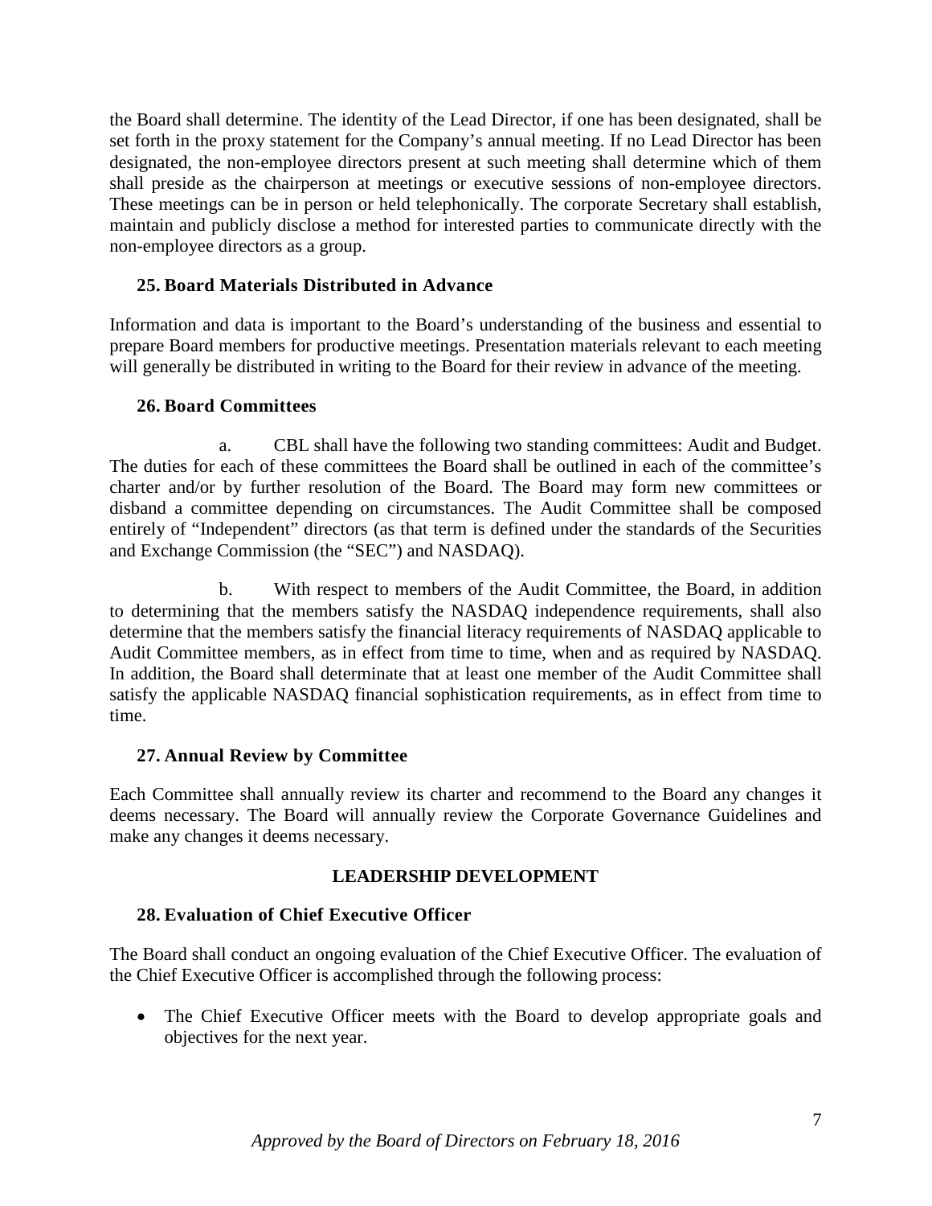the Board shall determine. The identity of the Lead Director, if one has been designated, shall be set forth in the proxy statement for the Company's annual meeting. If no Lead Director has been designated, the non-employee directors present at such meeting shall determine which of them shall preside as the chairperson at meetings or executive sessions of non-employee directors. These meetings can be in person or held telephonically. The corporate Secretary shall establish, maintain and publicly disclose a method for interested parties to communicate directly with the non-employee directors as a group.

### 25. Board Materials Distributed in Advance

Information and data is important to the Board's understanding of the business and essential to prepare Board members for productive meetings. Presentation materials relevant to each meeting will generally be distributed in writing to the Board for their review in advance of the meeting.

### 26. Board Committees

a. CBL shall have the following two standing committees: Audit and Budget. The duties for each of these committees the Board shall be outlined in each of the committee's charter and/or by further resolution of the Board. The Board may form new committees or disband a committee depending on circumstances. The Audit Committee shall be composed entirely of "Independent" directors (as that term is defined under the standards of the Securities and Exchange Commission (the "SEC") and NASDAQ).

b. With respect to members of the Audit Committee, the Board, in addition to determining that the members satisfy the NASDAQ independence requirements, shall also determine that the members satisfy the financial literacy requirements of NASDAQ applicable to Audit Committee members, as in effect from time to time, when and as required by NASDAQ. In addition, the Board shall determinate that at least one member of the Audit Committee shall satisfy the applicable NASDAQ financial sophistication requirements, as in effect from time to time.

### 27. Annual Review by Committee

Each Committee shall annually review its charter and recommend to the Board any changes it deems necessary. The Board will annually review the Corporate Governance Guidelines and make any changes it deems necessary.

## LEADERSHIP DEVELOPMENT

### 28. Evaluation of Chief Executive Officer

The Board shall conduct an ongoing evaluation of the Chief Executive Officer. The evaluation of the Chief Executive Officer is accomplished through the following process:

- The Chief Executive Officer meets with the Board to develop appropriate goals and objectives for the next year.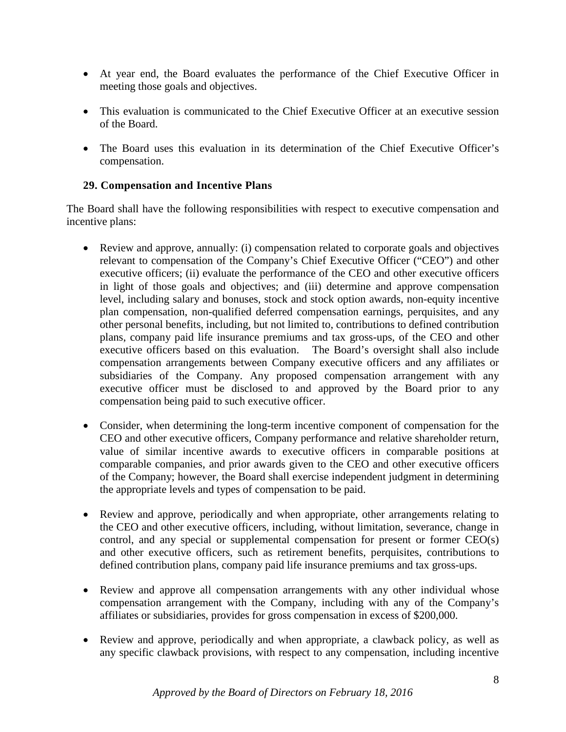- At year end, the Board evaluates the performance of the Chief Executive Officer in meeting those goals and objectives.

- This evaluation is communicated to the Chief Executive Officer at an executive session of the Board.

- The Board uses this evaluation in its determination of the Chief Executive Officer's compensation.

### 29. Compensation and Incentive Plans

The Board shall have the following responsibilities with respect to executive compensation and incentive plans:

- Review and approve, annually: (i) compensation related to corporate goals and objectives relevant to compensation of the Company's Chief Executive Officer ("CEO") and other executive officers; (ii) evaluate the performance of the CEO and other executive officers in light of those goals and objectives; and (iii) determine and approve compensation level, including salary and bonuses, stock and stock option awards, non-equity incentive plan compensation, non-qualified deferred compensation earnings, perquisites, and any other personal benefits, including, but not limited to, contributions to defined contribution plans, company paid life insurance premiums and tax gross-ups, of the CEO and other executive officers based on this evaluation. The Board's oversight shall also include compensation arrangements between Company executive officers and any affiliates or subsidiaries of the Company. Any proposed compensation arrangement with any executive officer must be disclosed to and approved by the Board prior to any compensation being paid to such executive officer.

- Consider, when determining the long-term incentive component of compensation for the CEO and other executive officers, Company performance and relative shareholder return, value of similar incentive awards to executive officers in comparable positions at comparable companies, and prior awards given to the CEO and other executive officers of the Company; however, the Board shall exercise independent judgment in determining the appropriate levels and types of compensation to be paid.

- Review and approve, periodically and when appropriate, other arrangements relating to the CEO and other executive officers, including, without limitation, severance, change in control, and any special or supplemental compensation for present or former CEO(s) and other executive officers, such as retirement benefits, perquisites, contributions to defined contribution plans, company paid life insurance premiums and tax gross-ups.

- Review and approve all compensation arrangements with any other individual whose compensation arrangement with the Company, including with any of the Company's affiliates or subsidiaries, provides for gross compensation in excess of $200,000.

- Review and approve, periodically and when appropriate, a clawback policy, as well as any specific clawback provisions, with respect to any compensation, including incentive

*Approved by the Board of Directors on February 18, 2016*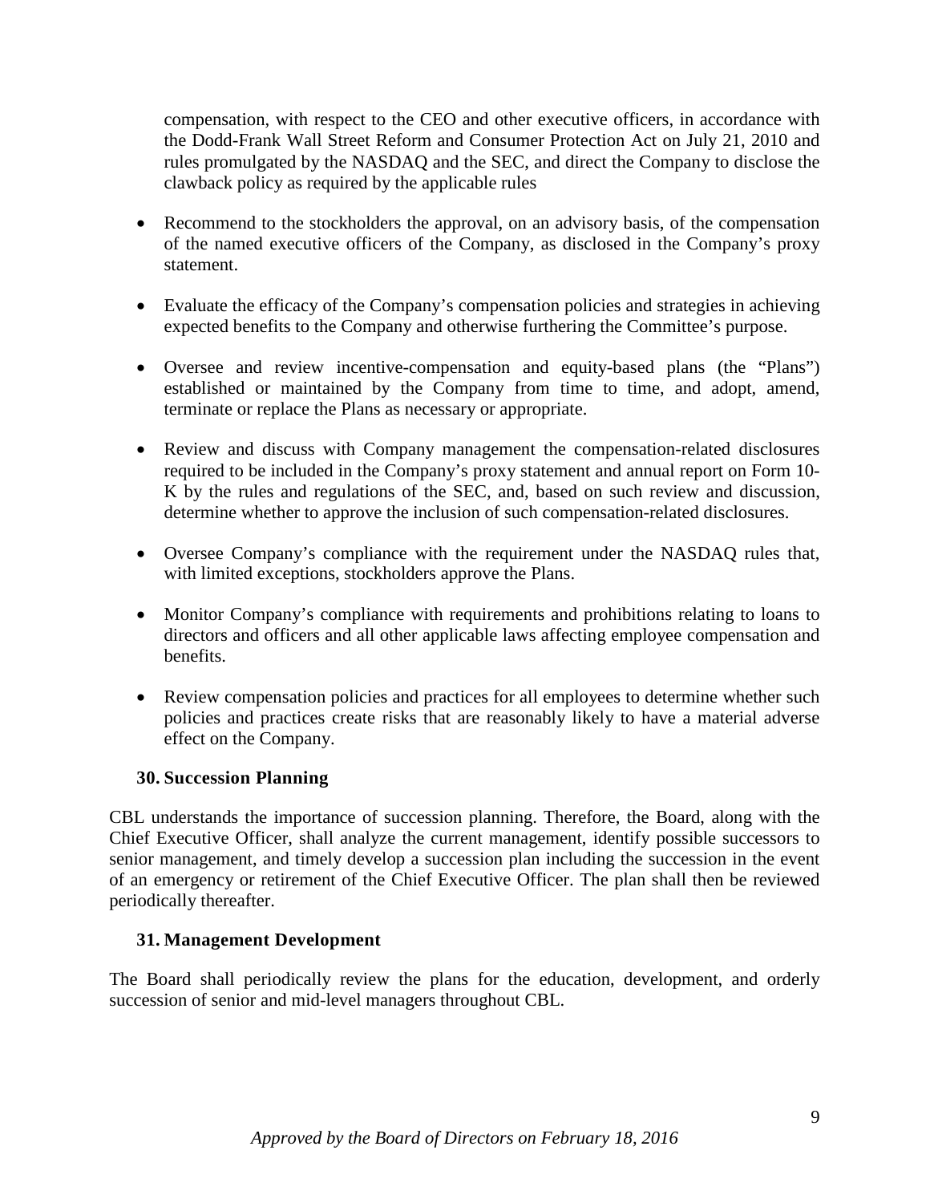compensation, with respect to the CEO and other executive officers, in accordance with the Dodd-Frank Wall Street Reform and Consumer Protection Act on July 21, 2010 and rules promulgated by the NASDAQ and the SEC, and direct the Company to disclose the clawback policy as required by the applicable rules

- Recommend to the stockholders the approval, on an advisory basis, of the compensation of the named executive officers of the Company, as disclosed in the Company's proxy statement.

- Evaluate the efficacy of the Company's compensation policies and strategies in achieving expected benefits to the Company and otherwise furthering the Committee's purpose.

- Oversee and review incentive-compensation and equity-based plans (the "Plans") established or maintained by the Company from time to time, and adopt, amend, terminate or replace the Plans as necessary or appropriate.

- Review and discuss with Company management the compensation-related disclosures required to be included in the Company's proxy statement and annual report on Form 10-K by the rules and regulations of the SEC, and, based on such review and discussion, determine whether to approve the inclusion of such compensation-related disclosures.

- Oversee Company's compliance with the requirement under the NASDAQ rules that, with limited exceptions, stockholders approve the Plans.

- Monitor Company's compliance with requirements and prohibitions relating to loans to directors and officers and all other applicable laws affecting employee compensation and benefits.

- Review compensation policies and practices for all employees to determine whether such policies and practices create risks that are reasonably likely to have a material adverse effect on the Company.

### 30. Succession Planning

CBL understands the importance of succession planning. Therefore, the Board, along with the Chief Executive Officer, shall analyze the current management, identify possible successors to senior management, and timely develop a succession plan including the succession in the event of an emergency or retirement of the Chief Executive Officer. The plan shall then be reviewed periodically thereafter.

### 31. Management Development

The Board shall periodically review the plans for the education, development, and orderly succession of senior and mid-level managers throughout CBL.

*Approved by the Board of Directors on February 18, 2016*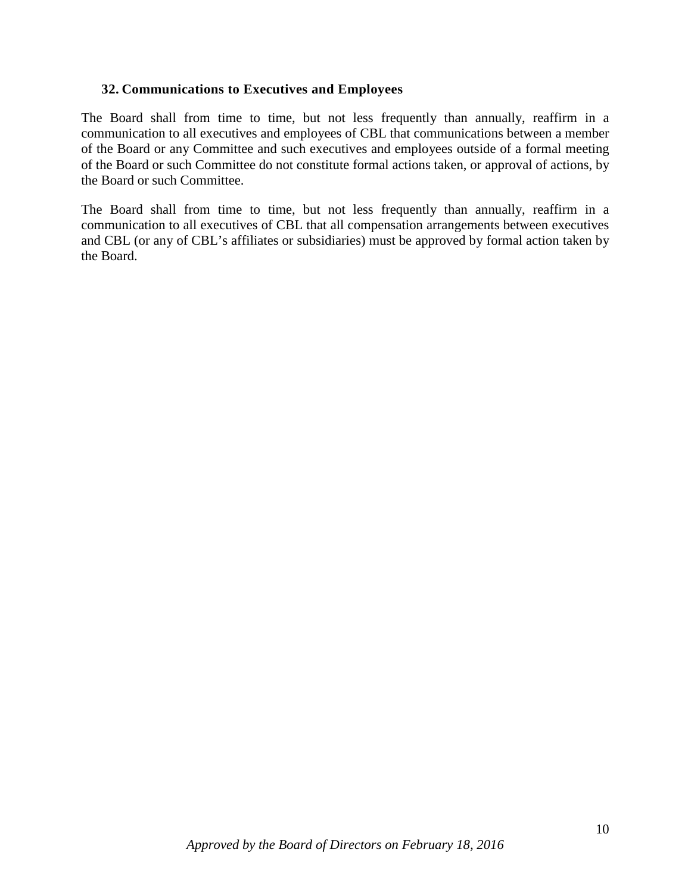### 32. Communications to Executives and Employees

The Board shall from time to time, but not less frequently than annually, reaffirm in a communication to all executives and employees of CBL that communications between a member of the Board or any Committee and such executives and employees outside of a formal meeting of the Board or such Committee do not constitute formal actions taken, or approval of actions, by the Board or such Committee.

The Board shall from time to time, but not less frequently than annually, reaffirm in a communication to all executives of CBL that all compensation arrangements between executives and CBL (or any of CBL's affiliates or subsidiaries) must be approved by formal action taken by the Board.